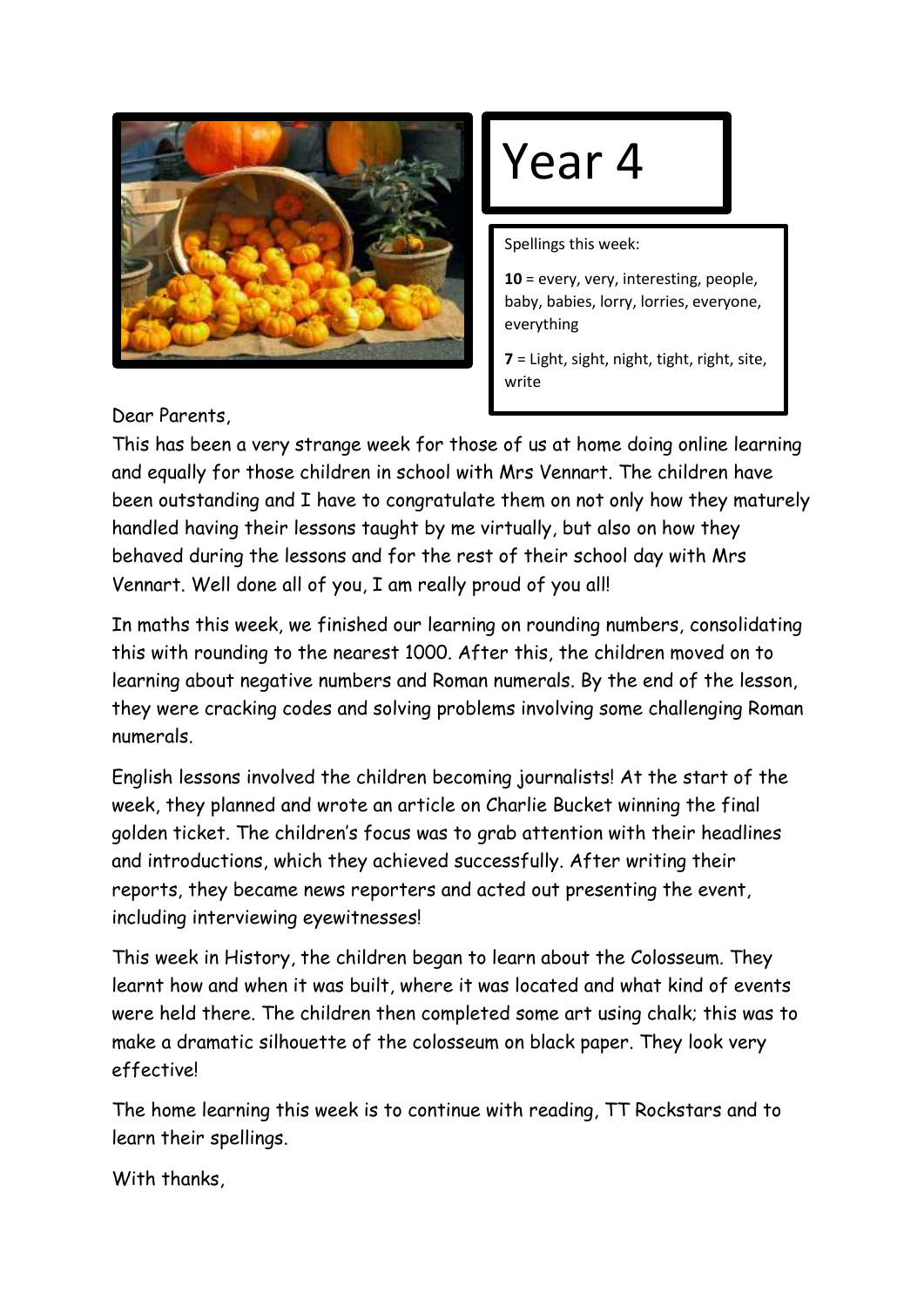# Year 4

Spellings this week:

**10** = every, very, interesting, people, baby, babies, lorry, lorries, everyone, everything

**7** = Light, sight, night, tight, right, site, write

Dear Parents,

This has been a very strange week for those of us at home doing online learning and equally for those children in school with Mrs Vennart. The children have been outstanding and I have to congratulate them on not only how they maturely handled having their lessons taught by me virtually, but also on how they behaved during the lessons and for the rest of their school day with Mrs Vennart. Well done all of you, I am really proud of you all!

In maths this week, we finished our learning on rounding numbers, consolidating this with rounding to the nearest 1000. After this, the children moved on to learning about negative numbers and Roman numerals. By the end of the lesson, they were cracking codes and solving problems involving some challenging Roman numerals.

English lessons involved the children becoming journalists! At the start of the week, they planned and wrote an article on Charlie Bucket winning the final golden ticket. The children's focus was to grab attention with their headlines and introductions, which they achieved successfully. After writing their reports, they became news reporters and acted out presenting the event, including interviewing eyewitnesses!

This week in History, the children began to learn about the Colosseum. They learnt how and when it was built, where it was located and what kind of events were held there. The children then completed some art using chalk; this was to make a dramatic silhouette of the colosseum on black paper. They look very effective!

The home learning this week is to continue with reading, TT Rockstars and to learn their spellings.

With thanks,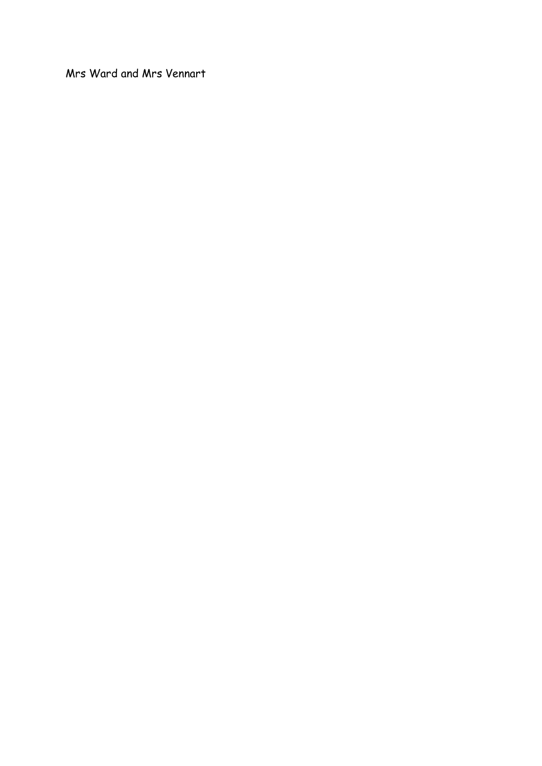Mrs Ward and Mrs Vennart